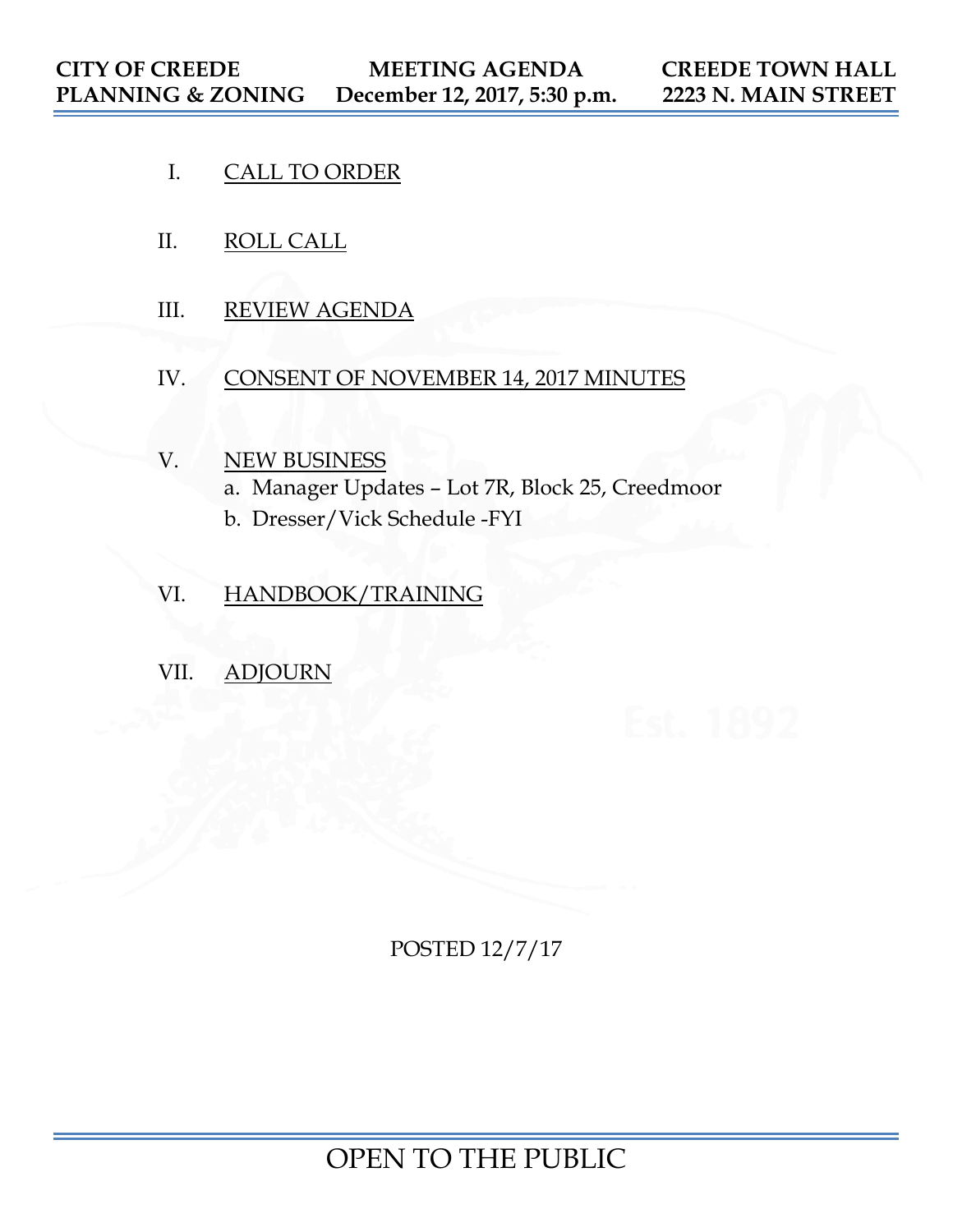**CITY OF CREEDE**
**PLANNING & ZONING**

**MEETING AGENDA**
**December 12, 2017, 5:30 p.m.**

**CREEDE TOWN HALL**
**2223 N. MAIN STREET**

I. CALL TO ORDER

II. ROLL CALL

III. REVIEW AGENDA

IV. CONSENT OF NOVEMBER 14, 2017 MINUTES

V. NEW BUSINESS
   a. Manager Updates – Lot 7R, Block 25, Creedmoor
   b. Dresser/Vick Schedule -FYI

VI. HANDBOOK/TRAINING

VII. ADJOURN

POSTED 12/7/17

OPEN TO THE PUBLIC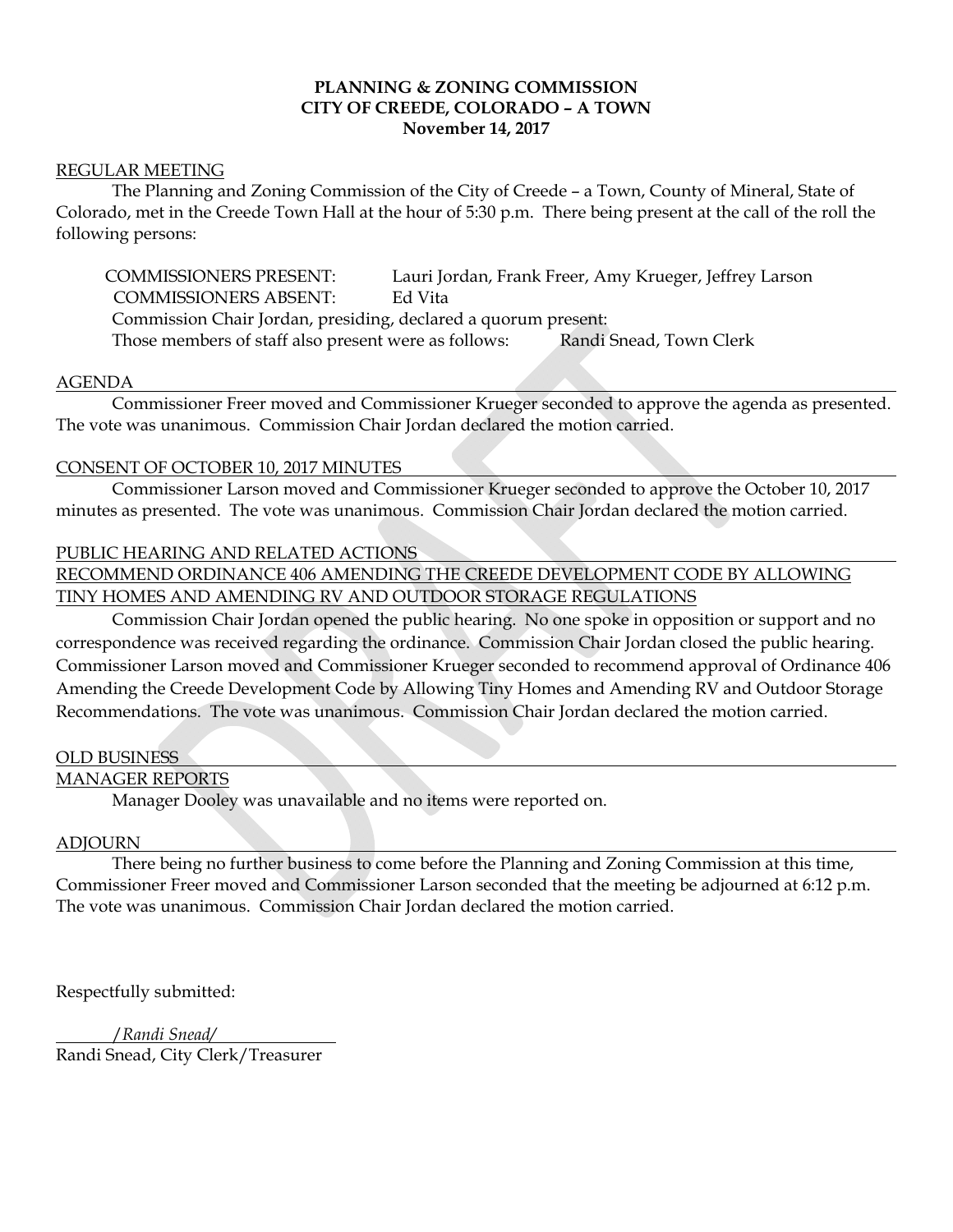**PLANNING & ZONING COMMISSION**
**CITY OF CREEDE, COLORADO – A TOWN**
**November 14, 2017**

REGULAR MEETING

The Planning and Zoning Commission of the City of Creede – a Town, County of Mineral, State of Colorado, met in the Creede Town Hall at the hour of 5:30 p.m. There being present at the call of the roll the following persons:

COMMISSIONERS PRESENT: Lauri Jordan, Frank Freer, Amy Krueger, Jeffrey Larson
COMMISSIONERS ABSENT: Ed Vita
Commission Chair Jordan, presiding, declared a quorum present:
Those members of staff also present were as follows: Randi Snead, Town Clerk

AGENDA

Commissioner Freer moved and Commissioner Krueger seconded to approve the agenda as presented. The vote was unanimous. Commission Chair Jordan declared the motion carried.

CONSENT OF OCTOBER 10, 2017 MINUTES

Commissioner Larson moved and Commissioner Krueger seconded to approve the October 10, 2017 minutes as presented. The vote was unanimous. Commission Chair Jordan declared the motion carried.

PUBLIC HEARING AND RELATED ACTIONS

RECOMMEND ORDINANCE 406 AMENDING THE CREEDE DEVELOPMENT CODE BY ALLOWING TINY HOMES AND AMENDING RV AND OUTDOOR STORAGE REGULATIONS

Commission Chair Jordan opened the public hearing. No one spoke in opposition or support and no correspondence was received regarding the ordinance. Commission Chair Jordan closed the public hearing. Commissioner Larson moved and Commissioner Krueger seconded to recommend approval of Ordinance 406 Amending the Creede Development Code by Allowing Tiny Homes and Amending RV and Outdoor Storage Recommendations. The vote was unanimous. Commission Chair Jordan declared the motion carried.

OLD BUSINESS

MANAGER REPORTS

Manager Dooley was unavailable and no items were reported on.

ADJOURN

There being no further business to come before the Planning and Zoning Commission at this time, Commissioner Freer moved and Commissioner Larson seconded that the meeting be adjourned at 6:12 p.m. The vote was unanimous. Commission Chair Jordan declared the motion carried.

Respectfully submitted:

*/Randi Snead/*
Randi Snead, City Clerk/Treasurer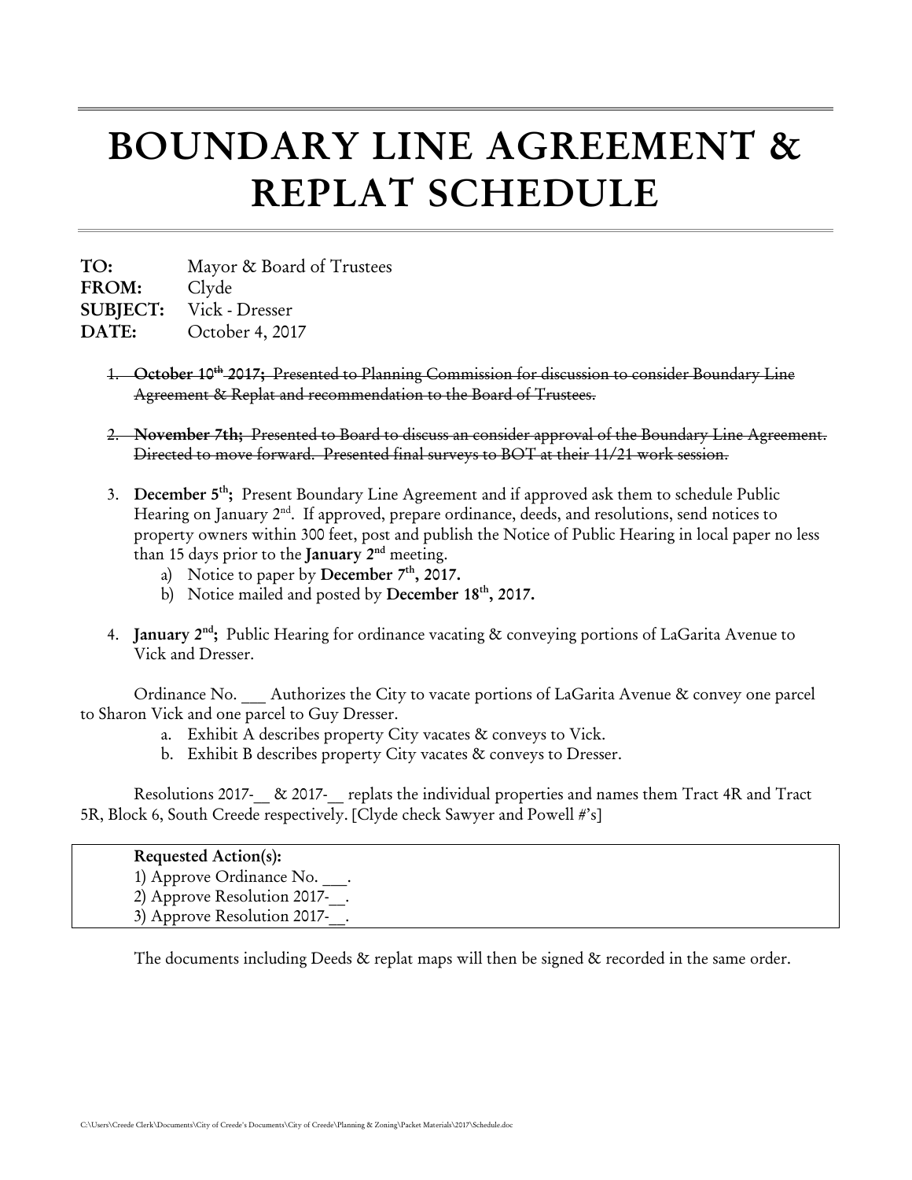# BOUNDARY LINE AGREEMENT & REPLAT SCHEDULE

**TO:** Mayor & Board of Trustees
**FROM:** Clyde
**SUBJECT:** Vick - Dresser
**DATE:** October 4, 2017

1. ~~**October 10th 2017;** Presented to Planning Commission for discussion to consider Boundary Line Agreement & Replat and recommendation to the Board of Trustees.~~

2. ~~**November 7th;** Presented to Board to discuss an consider approval of the Boundary Line Agreement. Directed to move forward. Presented final surveys to BOT at their 11/21 work session.~~

3. **December 5th;** Present Boundary Line Agreement and if approved ask them to schedule Public Hearing on January 2nd. If approved, prepare ordinance, deeds, and resolutions, send notices to property owners within 300 feet, post and publish the Notice of Public Hearing in local paper no less than 15 days prior to the **January 2nd** meeting.
   a) Notice to paper by **December 7th, 2017.**
   b) Notice mailed and posted by **December 18th, 2017.**

4. **January 2nd;** Public Hearing for ordinance vacating & conveying portions of LaGarita Avenue to Vick and Dresser.

Ordinance No. ___ Authorizes the City to vacate portions of LaGarita Avenue & convey one parcel to Sharon Vick and one parcel to Guy Dresser.

a. Exhibit A describes property City vacates & conveys to Vick.
b. Exhibit B describes property City vacates & conveys to Dresser.

Resolutions 2017-__ & 2017-__ replats the individual properties and names them Tract 4R and Tract 5R, Block 6, South Creede respectively. [Clyde check Sawyer and Powell #'s]

| |
|---|
| **Requested Action(s):**<br>1) Approve Ordinance No. ___.<br>2) Approve Resolution 2017-__.<br>3) Approve Resolution 2017-__. |

The documents including Deeds & replat maps will then be signed & recorded in the same order.